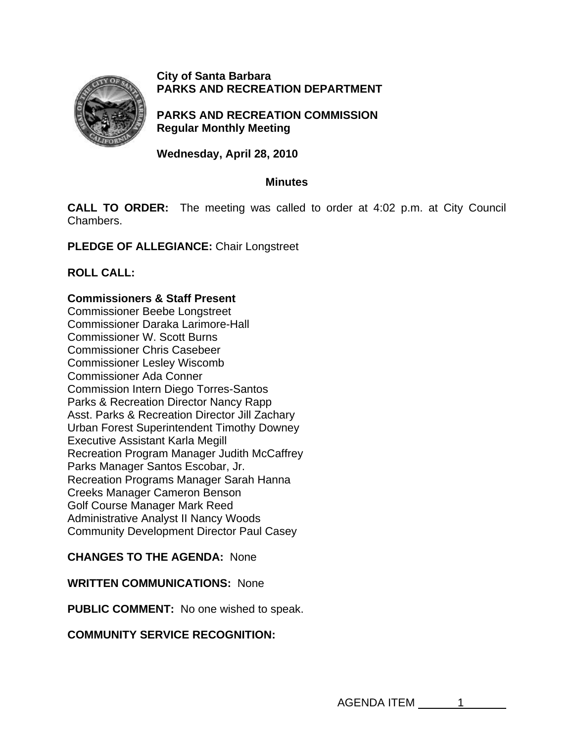**City of Santa Barbara**
**PARKS AND RECREATION DEPARTMENT**

**PARKS AND RECREATION COMMISSION**
**Regular Monthly Meeting**

**Wednesday, April 28, 2010**

**Minutes**

**CALL TO ORDER:** The meeting was called to order at 4:02 p.m. at City Council Chambers.

**PLEDGE OF ALLEGIANCE:** Chair Longstreet

**ROLL CALL:**

**Commissioners & Staff Present**
Commissioner Beebe Longstreet
Commissioner Daraka Larimore-Hall
Commissioner W. Scott Burns
Commissioner Chris Casebeer
Commissioner Lesley Wiscomb
Commissioner Ada Conner
Commission Intern Diego Torres-Santos
Parks & Recreation Director Nancy Rapp
Asst. Parks & Recreation Director Jill Zachary
Urban Forest Superintendent Timothy Downey
Executive Assistant Karla Megill
Recreation Program Manager Judith McCaffrey
Parks Manager Santos Escobar, Jr.
Recreation Programs Manager Sarah Hanna
Creeks Manager Cameron Benson
Golf Course Manager Mark Reed
Administrative Analyst II Nancy Woods
Community Development Director Paul Casey

**CHANGES TO THE AGENDA:** None

**WRITTEN COMMUNICATIONS:** None

**PUBLIC COMMENT:** No one wished to speak.

**COMMUNITY SERVICE RECOGNITION:**

AGENDA ITEM 1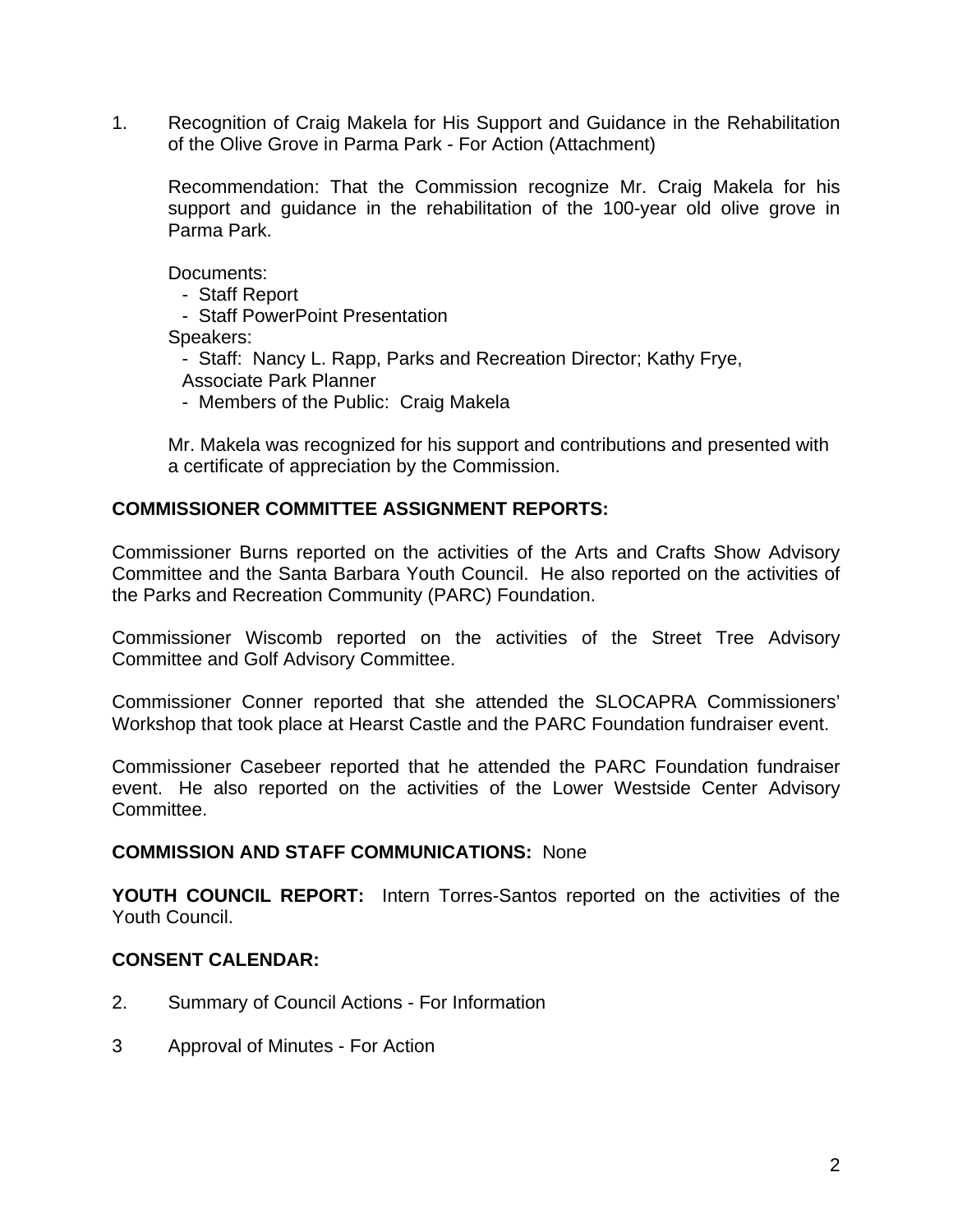1. Recognition of Craig Makela for His Support and Guidance in the Rehabilitation of the Olive Grove in Parma Park - For Action (Attachment)

   Recommendation: That the Commission recognize Mr. Craig Makela for his support and guidance in the rehabilitation of the 100-year old olive grove in Parma Park.

   Documents:
   - Staff Report
   - Staff PowerPoint Presentation

   Speakers:
   - Staff: Nancy L. Rapp, Parks and Recreation Director; Kathy Frye, Associate Park Planner
   - Members of the Public: Craig Makela

   Mr. Makela was recognized for his support and contributions and presented with a certificate of appreciation by the Commission.

**COMMISSIONER COMMITTEE ASSIGNMENT REPORTS:**

Commissioner Burns reported on the activities of the Arts and Crafts Show Advisory Committee and the Santa Barbara Youth Council. He also reported on the activities of the Parks and Recreation Community (PARC) Foundation.

Commissioner Wiscomb reported on the activities of the Street Tree Advisory Committee and Golf Advisory Committee.

Commissioner Conner reported that she attended the SLOCAPRA Commissioners' Workshop that took place at Hearst Castle and the PARC Foundation fundraiser event.

Commissioner Casebeer reported that he attended the PARC Foundation fundraiser event. He also reported on the activities of the Lower Westside Center Advisory Committee.

**COMMISSION AND STAFF COMMUNICATIONS:** None

**YOUTH COUNCIL REPORT:** Intern Torres-Santos reported on the activities of the Youth Council.

**CONSENT CALENDAR:**

2. Summary of Council Actions - For Information

3 Approval of Minutes - For Action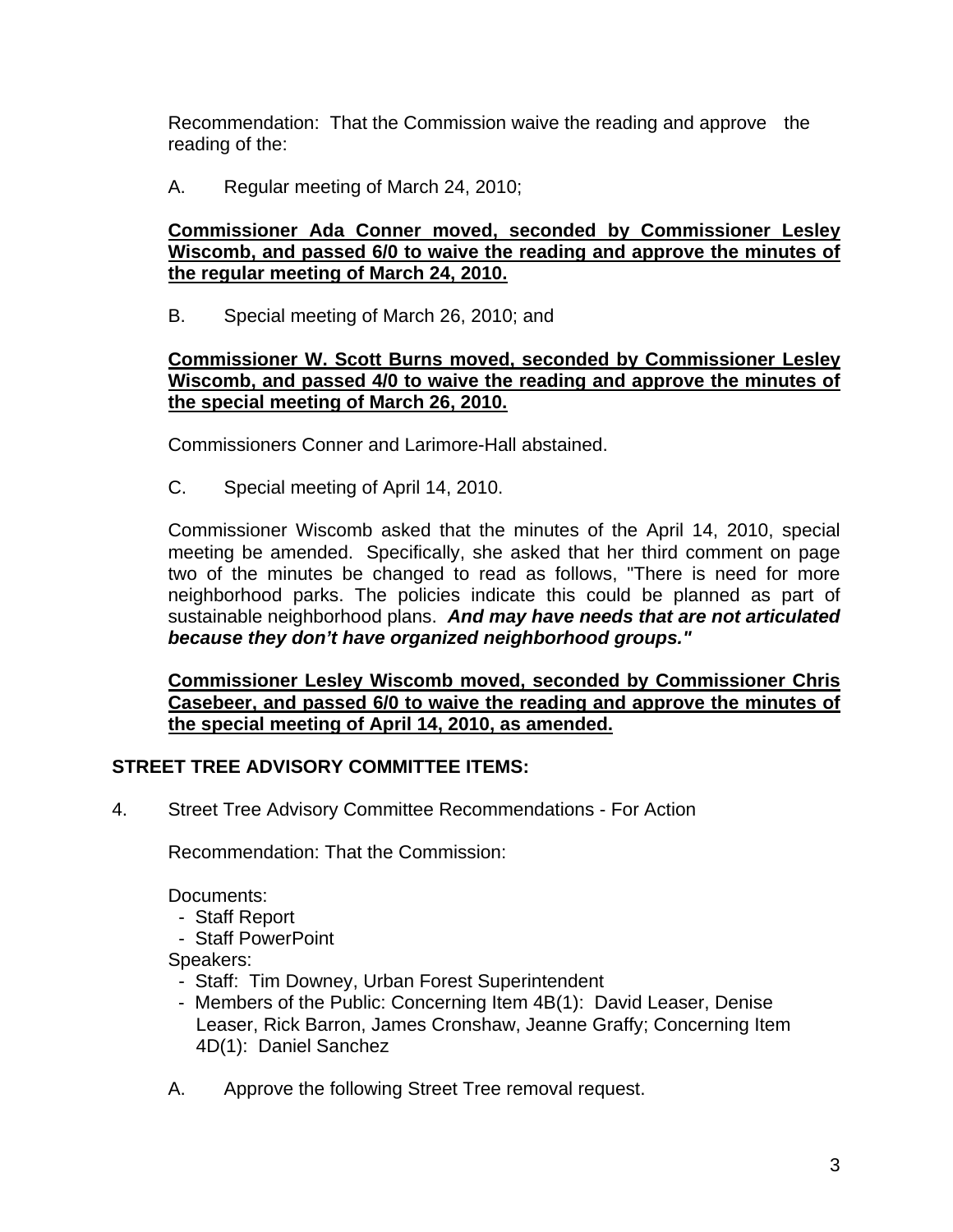Recommendation: That the Commission waive the reading and approve the reading of the:

A. Regular meeting of March 24, 2010;

**Commissioner Ada Conner moved, seconded by Commissioner Lesley Wiscomb, and passed 6/0 to waive the reading and approve the minutes of the regular meeting of March 24, 2010.**

B. Special meeting of March 26, 2010; and

**Commissioner W. Scott Burns moved, seconded by Commissioner Lesley Wiscomb, and passed 4/0 to waive the reading and approve the minutes of the special meeting of March 26, 2010.**

Commissioners Conner and Larimore-Hall abstained.

C. Special meeting of April 14, 2010.

Commissioner Wiscomb asked that the minutes of the April 14, 2010, special meeting be amended. Specifically, she asked that her third comment on page two of the minutes be changed to read as follows, "There is need for more neighborhood parks. The policies indicate this could be planned as part of sustainable neighborhood plans. ***And may have needs that are not articulated because they don't have organized neighborhood groups."***

**Commissioner Lesley Wiscomb moved, seconded by Commissioner Chris Casebeer, and passed 6/0 to waive the reading and approve the minutes of the special meeting of April 14, 2010, as amended.**

## STREET TREE ADVISORY COMMITTEE ITEMS:

4. Street Tree Advisory Committee Recommendations - For Action

   Recommendation: That the Commission:

   Documents:
   - Staff Report
   - Staff PowerPoint

   Speakers:
   - Staff: Tim Downey, Urban Forest Superintendent
   - Members of the Public: Concerning Item 4B(1): David Leaser, Denise Leaser, Rick Barron, James Cronshaw, Jeanne Graffy; Concerning Item 4D(1): Daniel Sanchez

   A. Approve the following Street Tree removal request.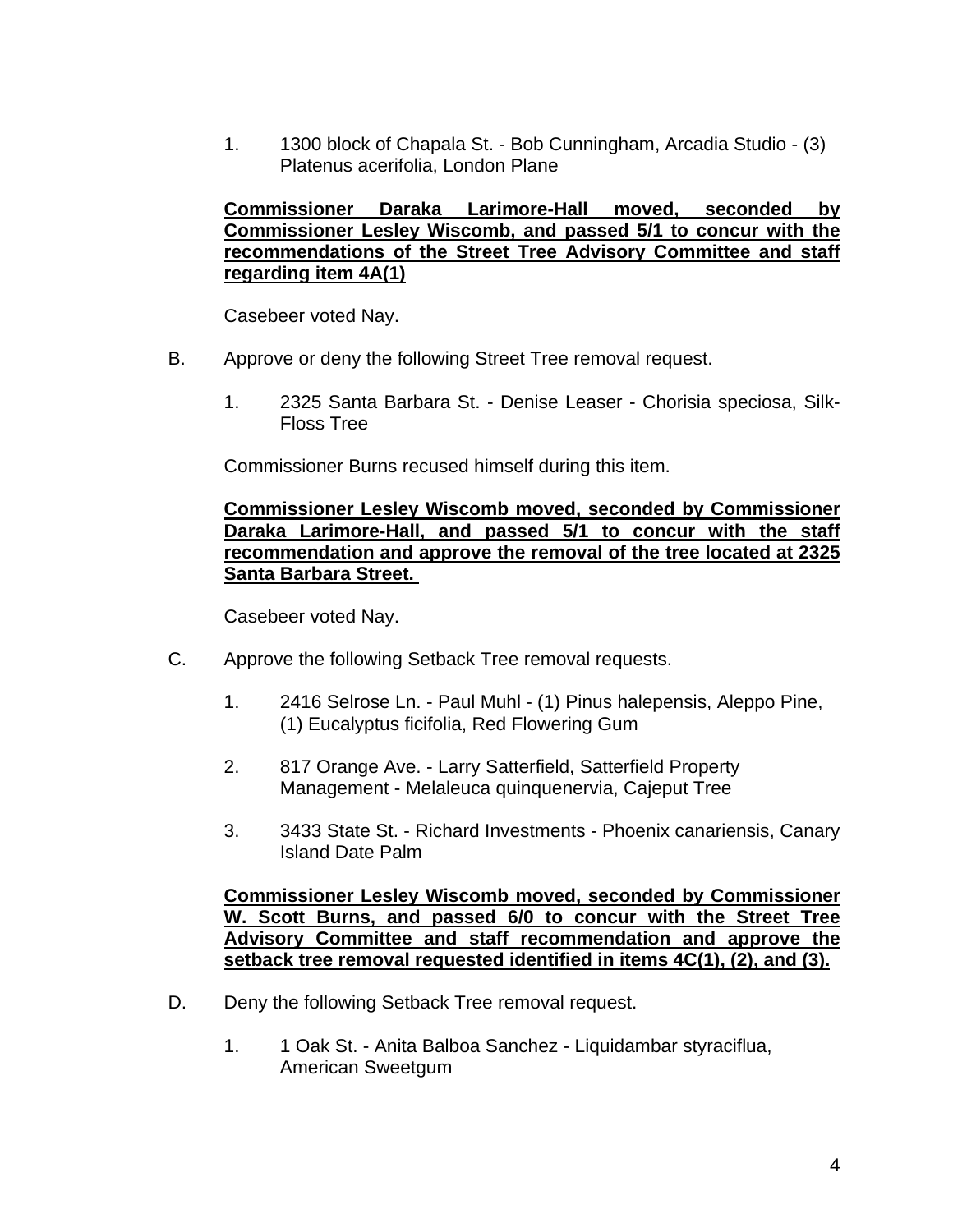1. 1300 block of Chapala St. - Bob Cunningham, Arcadia Studio - (3) Platenus acerifolia, London Plane

**Commissioner Daraka Larimore-Hall moved, seconded by Commissioner Lesley Wiscomb, and passed 5/1 to concur with the recommendations of the Street Tree Advisory Committee and staff regarding item 4A(1)**

Casebeer voted Nay.

B. Approve or deny the following Street Tree removal request.

1. 2325 Santa Barbara St. - Denise Leaser - Chorisia speciosa, Silk-Floss Tree

Commissioner Burns recused himself during this item.

**Commissioner Lesley Wiscomb moved, seconded by Commissioner Daraka Larimore-Hall, and passed 5/1 to concur with the staff recommendation and approve the removal of the tree located at 2325 Santa Barbara Street.**

Casebeer voted Nay.

C. Approve the following Setback Tree removal requests.

1. 2416 Selrose Ln. - Paul Muhl - (1) Pinus halepensis, Aleppo Pine, (1) Eucalyptus ficifolia, Red Flowering Gum

2. 817 Orange Ave. - Larry Satterfield, Satterfield Property Management - Melaleuca quinquenervia, Cajeput Tree

3. 3433 State St. - Richard Investments - Phoenix canariensis, Canary Island Date Palm

**Commissioner Lesley Wiscomb moved, seconded by Commissioner W. Scott Burns, and passed 6/0 to concur with the Street Tree Advisory Committee and staff recommendation and approve the setback tree removal requested identified in items 4C(1), (2), and (3).**

D. Deny the following Setback Tree removal request.

1. 1 Oak St. - Anita Balboa Sanchez - Liquidambar styraciflua, American Sweetgum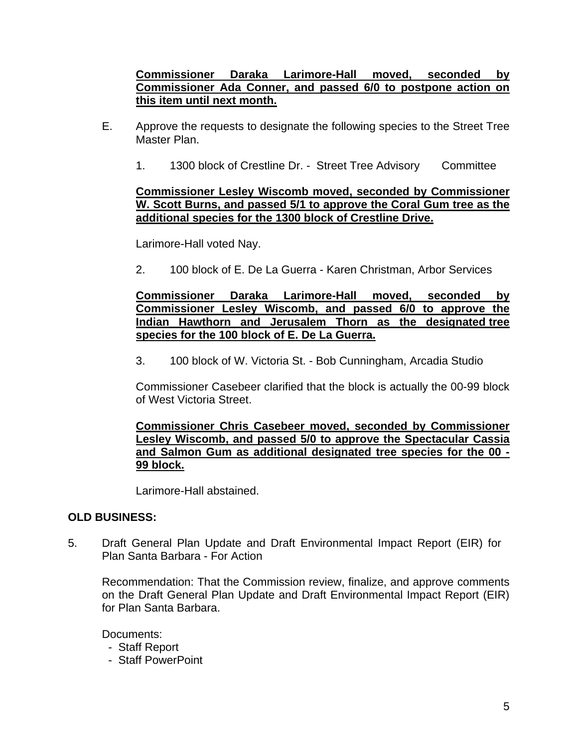**Commissioner Daraka Larimore-Hall moved, seconded by Commissioner Ada Conner, and passed 6/0 to postpone action on this item until next month.**

E. Approve the requests to designate the following species to the Street Tree Master Plan.

1. 1300 block of Crestline Dr. - Street Tree Advisory Committee

**Commissioner Lesley Wiscomb moved, seconded by Commissioner W. Scott Burns, and passed 5/1 to approve the Coral Gum tree as the additional species for the 1300 block of Crestline Drive.**

Larimore-Hall voted Nay.

2. 100 block of E. De La Guerra - Karen Christman, Arbor Services

**Commissioner Daraka Larimore-Hall moved, seconded by Commissioner Lesley Wiscomb, and passed 6/0 to approve the Indian Hawthorn and Jerusalem Thorn as the designated tree species for the 100 block of E. De La Guerra.**

3. 100 block of W. Victoria St. - Bob Cunningham, Arcadia Studio

Commissioner Casebeer clarified that the block is actually the 00-99 block of West Victoria Street.

**Commissioner Chris Casebeer moved, seconded by Commissioner Lesley Wiscomb, and passed 5/0 to approve the Spectacular Cassia and Salmon Gum as additional designated tree species for the 00 - 99 block.**

Larimore-Hall abstained.

**OLD BUSINESS:**

5. Draft General Plan Update and Draft Environmental Impact Report (EIR) for Plan Santa Barbara - For Action

Recommendation: That the Commission review, finalize, and approve comments on the Draft General Plan Update and Draft Environmental Impact Report (EIR) for Plan Santa Barbara.

Documents:
- Staff Report
- Staff PowerPoint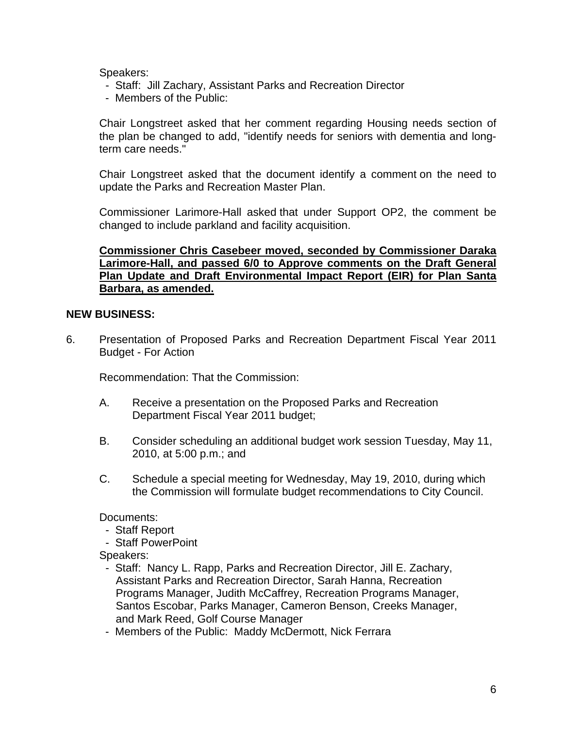Speakers:
- Staff: Jill Zachary, Assistant Parks and Recreation Director
- Members of the Public:

Chair Longstreet asked that her comment regarding Housing needs section of the plan be changed to add, "identify needs for seniors with dementia and long-term care needs."

Chair Longstreet asked that the document identify a comment on the need to update the Parks and Recreation Master Plan.

Commissioner Larimore-Hall asked that under Support OP2, the comment be changed to include parkland and facility acquisition.

**Commissioner Chris Casebeer moved, seconded by Commissioner Daraka Larimore-Hall, and passed 6/0 to Approve comments on the Draft General Plan Update and Draft Environmental Impact Report (EIR) for Plan Santa Barbara, as amended.**

**NEW BUSINESS:**

6. Presentation of Proposed Parks and Recreation Department Fiscal Year 2011 Budget - For Action

   Recommendation: That the Commission:

   A. Receive a presentation on the Proposed Parks and Recreation Department Fiscal Year 2011 budget;

   B. Consider scheduling an additional budget work session Tuesday, May 11, 2010, at 5:00 p.m.; and

   C. Schedule a special meeting for Wednesday, May 19, 2010, during which the Commission will formulate budget recommendations to City Council.

   Documents:
   - Staff Report
   - Staff PowerPoint

   Speakers:
   - Staff: Nancy L. Rapp, Parks and Recreation Director, Jill E. Zachary, Assistant Parks and Recreation Director, Sarah Hanna, Recreation Programs Manager, Judith McCaffrey, Recreation Programs Manager, Santos Escobar, Parks Manager, Cameron Benson, Creeks Manager, and Mark Reed, Golf Course Manager
   - Members of the Public: Maddy McDermott, Nick Ferrara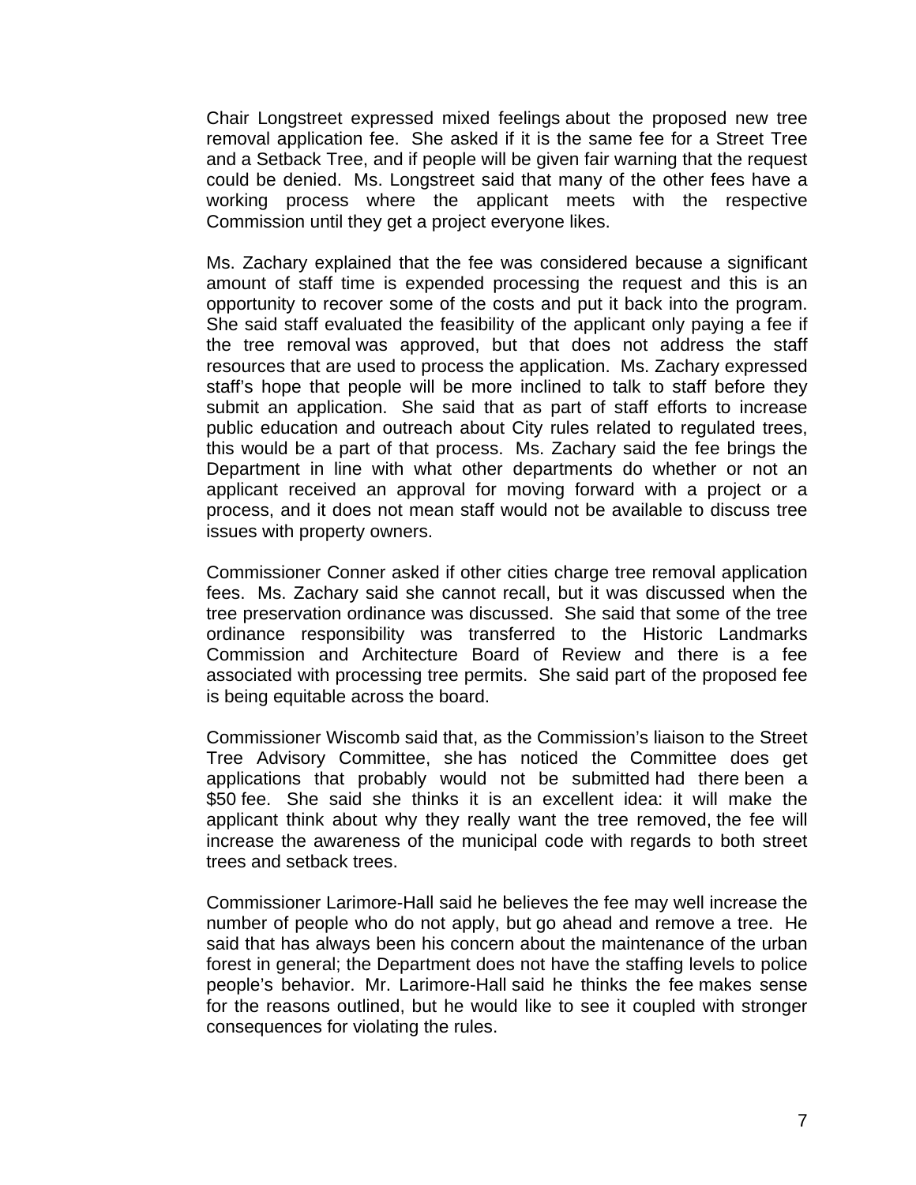Chair Longstreet expressed mixed feelings about the proposed new tree removal application fee. She asked if it is the same fee for a Street Tree and a Setback Tree, and if people will be given fair warning that the request could be denied. Ms. Longstreet said that many of the other fees have a working process where the applicant meets with the respective Commission until they get a project everyone likes.

Ms. Zachary explained that the fee was considered because a significant amount of staff time is expended processing the request and this is an opportunity to recover some of the costs and put it back into the program. She said staff evaluated the feasibility of the applicant only paying a fee if the tree removal was approved, but that does not address the staff resources that are used to process the application. Ms. Zachary expressed staff's hope that people will be more inclined to talk to staff before they submit an application. She said that as part of staff efforts to increase public education and outreach about City rules related to regulated trees, this would be a part of that process. Ms. Zachary said the fee brings the Department in line with what other departments do whether or not an applicant received an approval for moving forward with a project or a process, and it does not mean staff would not be available to discuss tree issues with property owners.

Commissioner Conner asked if other cities charge tree removal application fees. Ms. Zachary said she cannot recall, but it was discussed when the tree preservation ordinance was discussed. She said that some of the tree ordinance responsibility was transferred to the Historic Landmarks Commission and Architecture Board of Review and there is a fee associated with processing tree permits. She said part of the proposed fee is being equitable across the board.

Commissioner Wiscomb said that, as the Commission's liaison to the Street Tree Advisory Committee, she has noticed the Committee does get applications that probably would not be submitted had there been a $50 fee. She said she thinks it is an excellent idea: it will make the applicant think about why they really want the tree removed, the fee will increase the awareness of the municipal code with regards to both street trees and setback trees.

Commissioner Larimore-Hall said he believes the fee may well increase the number of people who do not apply, but go ahead and remove a tree. He said that has always been his concern about the maintenance of the urban forest in general; the Department does not have the staffing levels to police people's behavior. Mr. Larimore-Hall said he thinks the fee makes sense for the reasons outlined, but he would like to see it coupled with stronger consequences for violating the rules.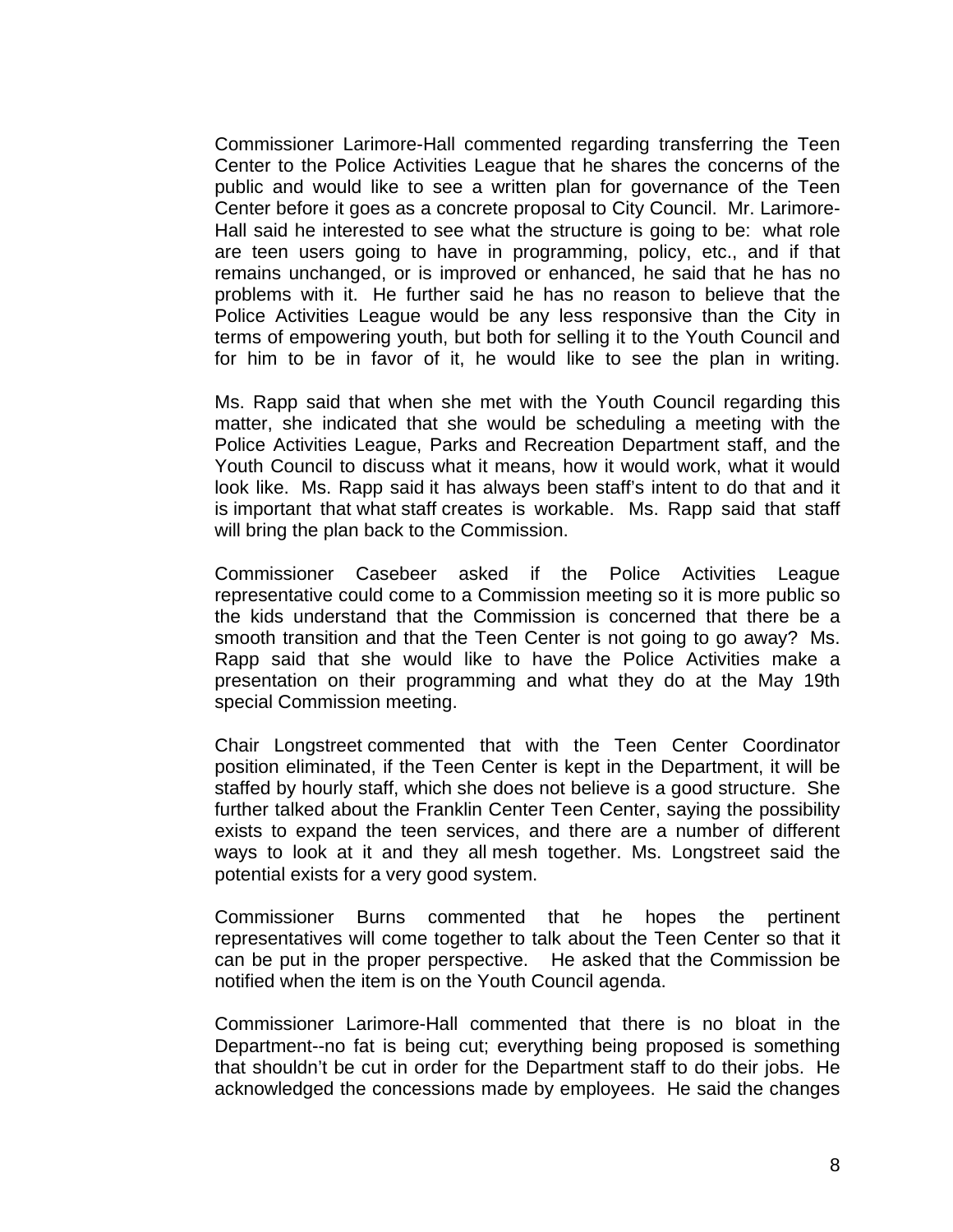Commissioner Larimore-Hall commented regarding transferring the Teen Center to the Police Activities League that he shares the concerns of the public and would like to see a written plan for governance of the Teen Center before it goes as a concrete proposal to City Council. Mr. Larimore-Hall said he interested to see what the structure is going to be: what role are teen users going to have in programming, policy, etc., and if that remains unchanged, or is improved or enhanced, he said that he has no problems with it. He further said he has no reason to believe that the Police Activities League would be any less responsive than the City in terms of empowering youth, but both for selling it to the Youth Council and for him to be in favor of it, he would like to see the plan in writing.

Ms. Rapp said that when she met with the Youth Council regarding this matter, she indicated that she would be scheduling a meeting with the Police Activities League, Parks and Recreation Department staff, and the Youth Council to discuss what it means, how it would work, what it would look like. Ms. Rapp said it has always been staff's intent to do that and it is important that what staff creates is workable. Ms. Rapp said that staff will bring the plan back to the Commission.

Commissioner Casebeer asked if the Police Activities League representative could come to a Commission meeting so it is more public so the kids understand that the Commission is concerned that there be a smooth transition and that the Teen Center is not going to go away? Ms. Rapp said that she would like to have the Police Activities make a presentation on their programming and what they do at the May 19th special Commission meeting.

Chair Longstreet commented that with the Teen Center Coordinator position eliminated, if the Teen Center is kept in the Department, it will be staffed by hourly staff, which she does not believe is a good structure. She further talked about the Franklin Center Teen Center, saying the possibility exists to expand the teen services, and there are a number of different ways to look at it and they all mesh together. Ms. Longstreet said the potential exists for a very good system.

Commissioner Burns commented that he hopes the pertinent representatives will come together to talk about the Teen Center so that it can be put in the proper perspective. He asked that the Commission be notified when the item is on the Youth Council agenda.

Commissioner Larimore-Hall commented that there is no bloat in the Department--no fat is being cut; everything being proposed is something that shouldn't be cut in order for the Department staff to do their jobs. He acknowledged the concessions made by employees. He said the changes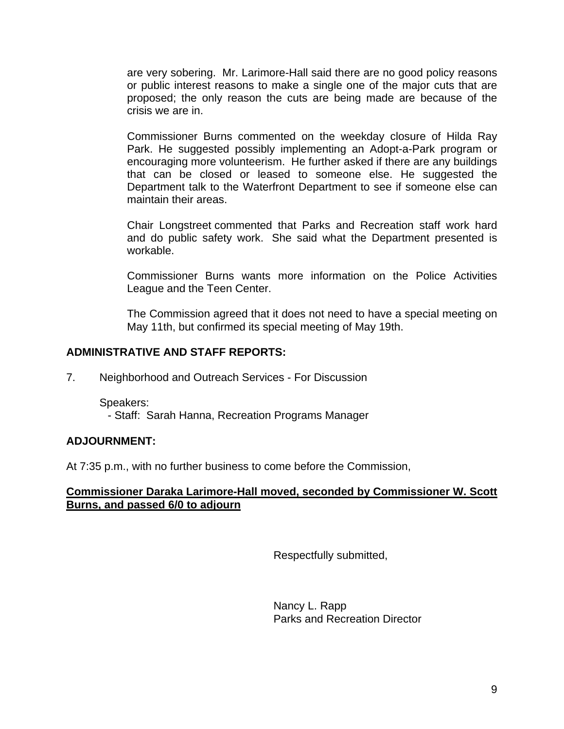are very sobering. Mr. Larimore-Hall said there are no good policy reasons or public interest reasons to make a single one of the major cuts that are proposed; the only reason the cuts are being made are because of the crisis we are in.

Commissioner Burns commented on the weekday closure of Hilda Ray Park. He suggested possibly implementing an Adopt-a-Park program or encouraging more volunteerism. He further asked if there are any buildings that can be closed or leased to someone else. He suggested the Department talk to the Waterfront Department to see if someone else can maintain their areas.

Chair Longstreet commented that Parks and Recreation staff work hard and do public safety work. She said what the Department presented is workable.

Commissioner Burns wants more information on the Police Activities League and the Teen Center.

The Commission agreed that it does not need to have a special meeting on May 11th, but confirmed its special meeting of May 19th.

## ADMINISTRATIVE AND STAFF REPORTS:

7. Neighborhood and Outreach Services - For Discussion

   Speakers:
   - Staff: Sarah Hanna, Recreation Programs Manager

## ADJOURNMENT:

At 7:35 p.m., with no further business to come before the Commission,

**Commissioner Daraka Larimore-Hall moved, seconded by Commissioner W. Scott Burns, and passed 6/0 to adjourn**

Respectfully submitted,

Nancy L. Rapp
Parks and Recreation Director